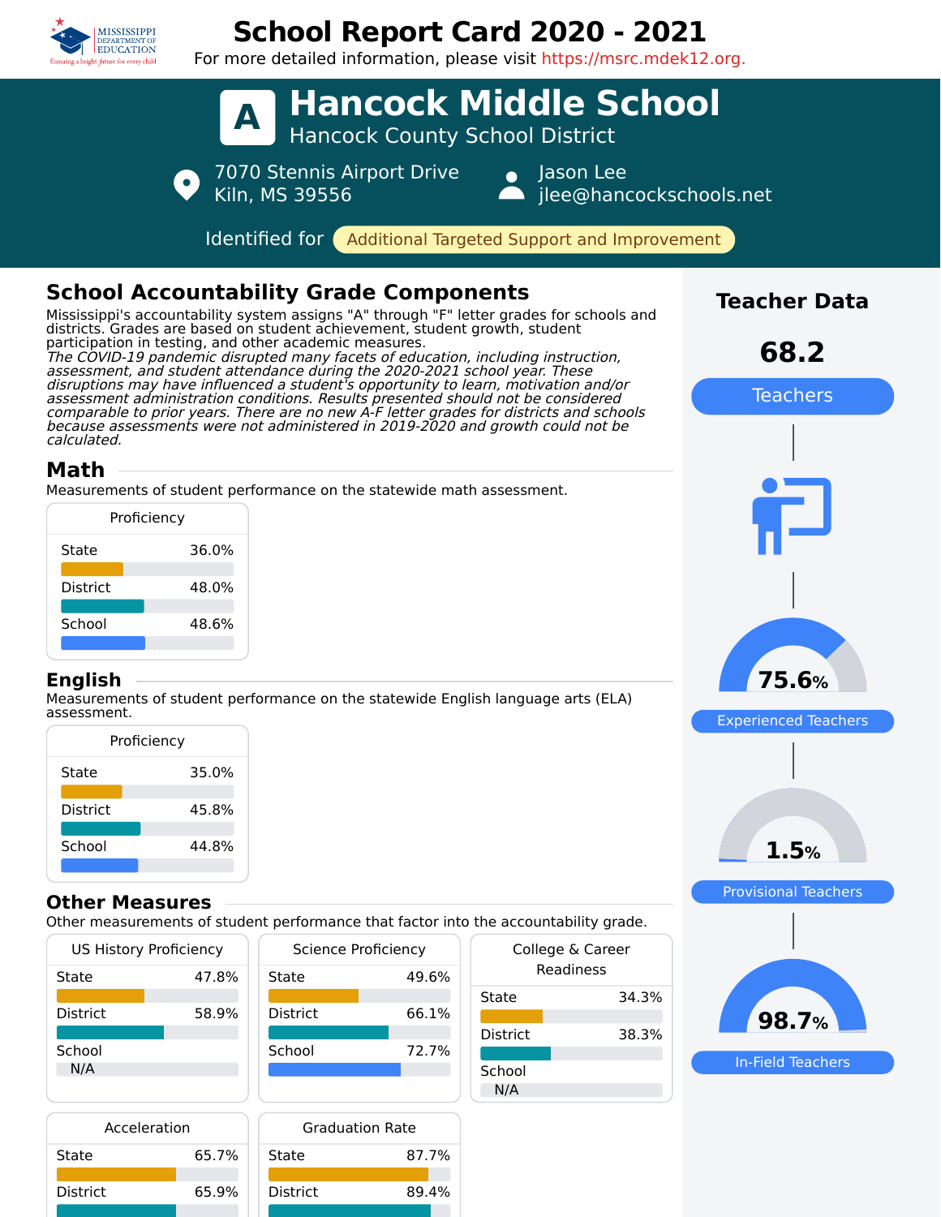# School Report Card 2020 - 2021

For more detailed information, please visit https://msrc.mdek12.org.

# A Hancock Middle School

Hancock County School District

7070 Stennis Airport Drive
Kiln, MS 39556

Jason Lee
jlee@hancockschools.net

Identified for **Additional Targeted Support and Improvement**

## School Accountability Grade Components

Mississippi's accountability system assigns "A" through "F" letter grades for schools and districts. Grades are based on student achievement, student growth, student participation in testing, and other academic measures.

*The COVID-19 pandemic disrupted many facets of education, including instruction, assessment, and student attendance during the 2020-2021 school year. These disruptions may have influenced a student's opportunity to learn, motivation and/or assessment administration conditions. Results presented should not be considered comparable to prior years. There are no new A-F letter grades for districts and schools because assessments were not administered in 2019-2020 and growth could not be calculated.*

### Math

Measurements of student performance on the statewide math assessment.

| Proficiency | |
|---|---|
| State | 36.0% |
| District | 48.0% |
| School | 48.6% |

### English

Measurements of student performance on the statewide English language arts (ELA) assessment.

| Proficiency | |
|---|---|
| State | 35.0% |
| District | 45.8% |
| School | 44.8% |

### Other Measures

Other measurements of student performance that factor into the accountability grade.

| US History Proficiency | |
|---|---|
| State | 47.8% |
| District | 58.9% |
| School | N/A |

| Science Proficiency | |
|---|---|
| State | 49.6% |
| District | 66.1% |
| School | 72.7% |

| College & Career Readiness | |
|---|---|
| State | 34.3% |
| District | 38.3% |
| School | N/A |

| Acceleration | |
|---|---|
| State | 65.7% |
| District | 65.9% |

| Graduation Rate | |
|---|---|
| State | 87.7% |
| District | 89.4% |

## Teacher Data

**68.2** Teachers

**75.6%** Experienced Teachers

**1.5%** Provisional Teachers

**98.7%** In-Field Teachers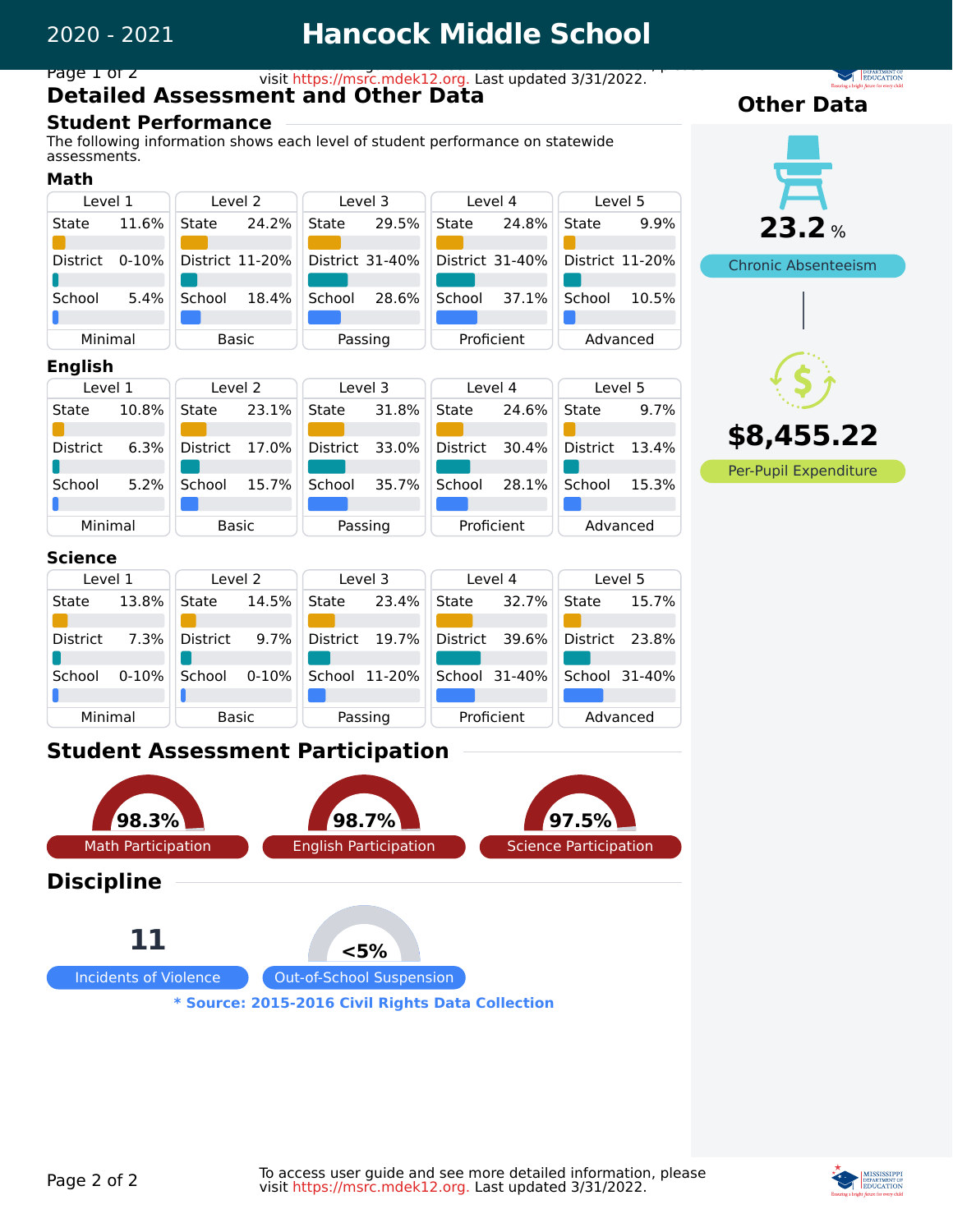# Hancock Middle School

2020 - 2021

## Detailed Assessment and Other Data

### Student Performance

The following information shows each level of student performance on statewide assessments.

#### Math

| | Level 1 | Level 2 | Level 3 | Level 4 | Level 5 |
|---|---|---|---|---|---|
| State | 11.6% | 24.2% | 29.5% | 24.8% | 9.9% |
| District | 0-10% | 11-20% | 31-40% | 31-40% | 11-20% |
| School | 5.4% | 18.4% | 28.6% | 37.1% | 10.5% |
| | Minimal | Basic | Passing | Proficient | Advanced |

#### English

| | Level 1 | Level 2 | Level 3 | Level 4 | Level 5 |
|---|---|---|---|---|---|
| State | 10.8% | 23.1% | 31.8% | 24.6% | 9.7% |
| District | 6.3% | 17.0% | 33.0% | 30.4% | 13.4% |
| School | 5.2% | 15.7% | 35.7% | 28.1% | 15.3% |
| | Minimal | Basic | Passing | Proficient | Advanced |

#### Science

| | Level 1 | Level 2 | Level 3 | Level 4 | Level 5 |
|---|---|---|---|---|---|
| State | 13.8% | 14.5% | 23.4% | 32.7% | 15.7% |
| District | 7.3% | 9.7% | 19.7% | 39.6% | 23.8% |
| School | 0-10% | 0-10% | 11-20% | 31-40% | 31-40% |
| | Minimal | Basic | Passing | Proficient | Advanced |

### Student Assessment Participation

98.3%
Math Participation

98.7%
English Participation

97.5%
Science Participation

### Discipline

11
Incidents of Violence

<5%
Out-of-School Suspension

*** Source: 2015-2016 Civil Rights Data Collection**

## Other Data

23.2 %
Chronic Absenteeism

$8,455.22
Per-Pupil Expenditure

To access user guide and see more detailed information, please visit https://msrc.mdek12.org. Last updated 3/31/2022.